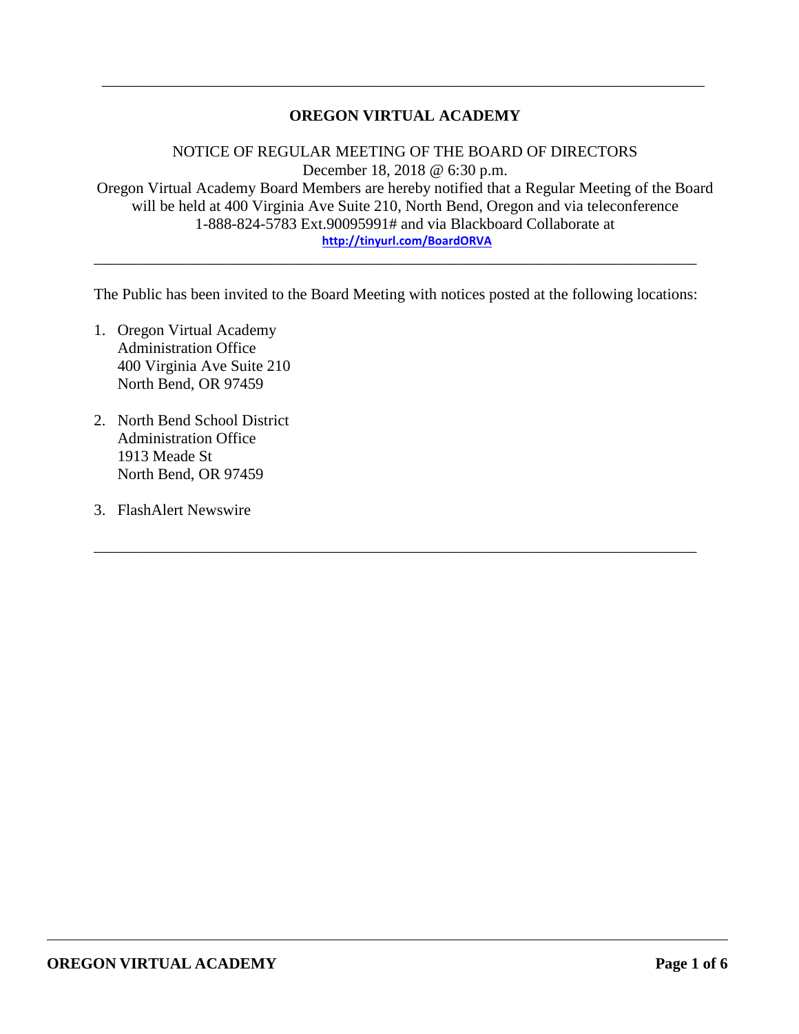# OREGON VIRTUAL ACADEMY

NOTICE OF REGULAR MEETING OF THE BOARD OF DIRECTORS
December 18, 2018 @ 6:30 p.m.
Oregon Virtual Academy Board Members are hereby notified that a Regular Meeting of the Board will be held at 400 Virginia Ave Suite 210, North Bend, Oregon and via teleconference 1-888-824-5783 Ext.90095991# and via Blackboard Collaborate at
http://tinyurl.com/BoardORVA

---

The Public has been invited to the Board Meeting with notices posted at the following locations:

1. Oregon Virtual Academy
   Administration Office
   400 Virginia Ave Suite 210
   North Bend, OR 97459

2. North Bend School District
   Administration Office
   1913 Meade St
   North Bend, OR 97459

3. FlashAlert Newswire

---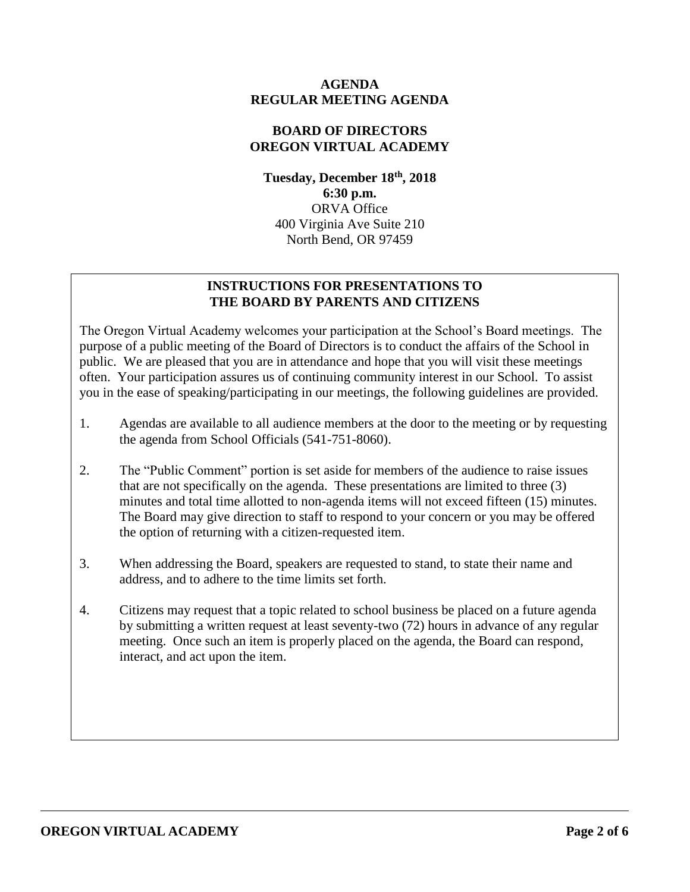# AGENDA
# REGULAR MEETING AGENDA

## BOARD OF DIRECTORS
## OREGON VIRTUAL ACADEMY

**Tuesday, December 18th, 2018**
**6:30 p.m.**
ORVA Office
400 Virginia Ave Suite 210
North Bend, OR 97459

### INSTRUCTIONS FOR PRESENTATIONS TO THE BOARD BY PARENTS AND CITIZENS

The Oregon Virtual Academy welcomes your participation at the School's Board meetings. The purpose of a public meeting of the Board of Directors is to conduct the affairs of the School in public. We are pleased that you are in attendance and hope that you will visit these meetings often. Your participation assures us of continuing community interest in our School. To assist you in the ease of speaking/participating in our meetings, the following guidelines are provided.

1. Agendas are available to all audience members at the door to the meeting or by requesting the agenda from School Officials (541-751-8060).
2. The "Public Comment" portion is set aside for members of the audience to raise issues that are not specifically on the agenda. These presentations are limited to three (3) minutes and total time allotted to non-agenda items will not exceed fifteen (15) minutes. The Board may give direction to staff to respond to your concern or you may be offered the option of returning with a citizen-requested item.
3. When addressing the Board, speakers are requested to stand, to state their name and address, and to adhere to the time limits set forth.
4. Citizens may request that a topic related to school business be placed on a future agenda by submitting a written request at least seventy-two (72) hours in advance of any regular meeting. Once such an item is properly placed on the agenda, the Board can respond, interact, and act upon the item.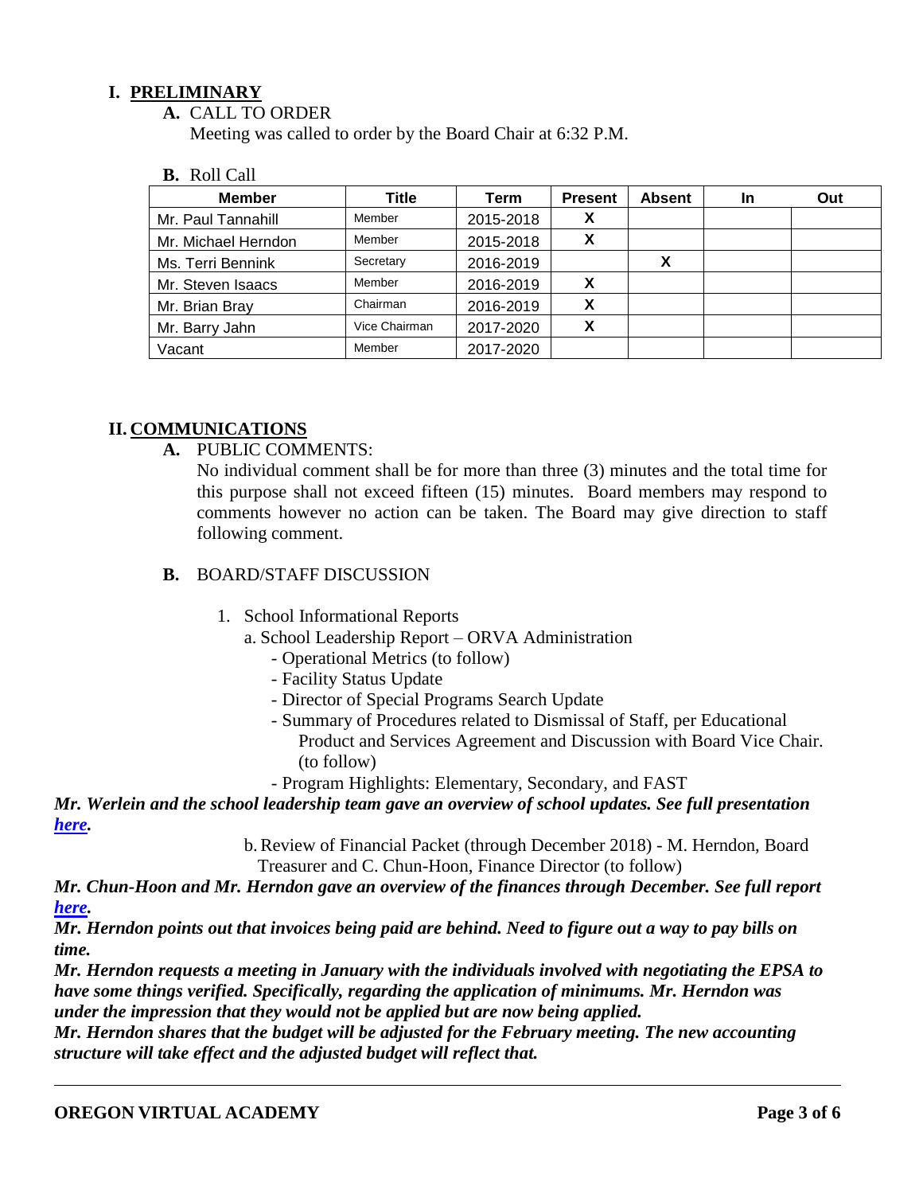## I. PRELIMINARY

**A.** CALL TO ORDER

Meeting was called to order by the Board Chair at 6:32 P.M.

**B.** Roll Call

| Member | Title | Term | Present | Absent | In | Out |
|---|---|---|---|---|---|---|
| Mr. Paul Tannahill | Member | 2015-2018 | X | | | |
| Mr. Michael Herndon | Member | 2015-2018 | X | | | |
| Ms. Terri Bennink | Secretary | 2016-2019 | | X | | |
| Mr. Steven Isaacs | Member | 2016-2019 | X | | | |
| Mr. Brian Bray | Chairman | 2016-2019 | X | | | |
| Mr. Barry Jahn | Vice Chairman | 2017-2020 | X | | | |
| Vacant | Member | 2017-2020 | | | | |

## II. COMMUNICATIONS

**A.** PUBLIC COMMENTS:

No individual comment shall be for more than three (3) minutes and the total time for this purpose shall not exceed fifteen (15) minutes. Board members may respond to comments however no action can be taken. The Board may give direction to staff following comment.

**B.** BOARD/STAFF DISCUSSION

1. School Informational Reports
   a. School Leadership Report – ORVA Administration
      - Operational Metrics (to follow)
      - Facility Status Update
      - Director of Special Programs Search Update
      - Summary of Procedures related to Dismissal of Staff, per Educational Product and Services Agreement and Discussion with Board Vice Chair. (to follow)
      - Program Highlights: Elementary, Secondary, and FAST

***Mr. Werlein and the school leadership team gave an overview of school updates. See full presentation here.***

   b. Review of Financial Packet (through December 2018) - M. Herndon, Board Treasurer and C. Chun-Hoon, Finance Director (to follow)

***Mr. Chun-Hoon and Mr. Herndon gave an overview of the finances through December. See full report here.***

***Mr. Herndon points out that invoices being paid are behind. Need to figure out a way to pay bills on time.***

***Mr. Herndon requests a meeting in January with the individuals involved with negotiating the EPSA to have some things verified. Specifically, regarding the application of minimums. Mr. Herndon was under the impression that they would not be applied but are now being applied.***

***Mr. Herndon shares that the budget will be adjusted for the February meeting. The new accounting structure will take effect and the adjusted budget will reflect that.***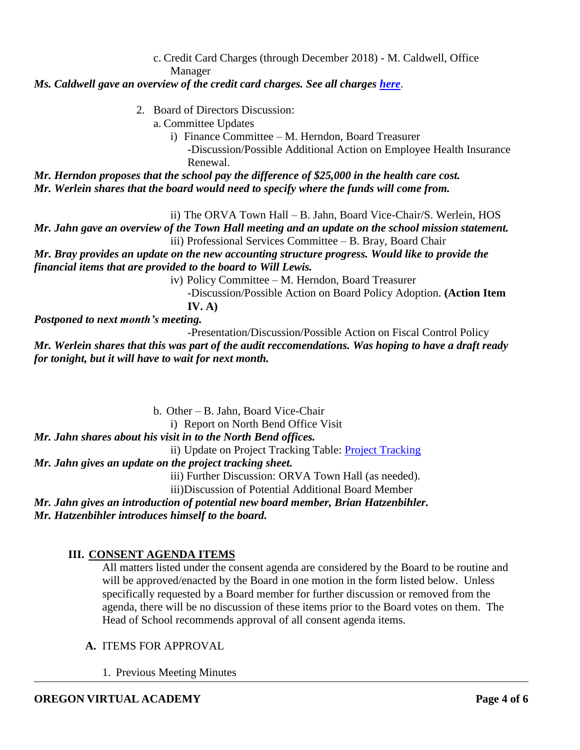c. Credit Card Charges (through December 2018) - M. Caldwell, Office Manager

***Ms. Caldwell gave an overview of the credit card charges. See all charges [here](#).***

2. Board of Directors Discussion:

   a. Committee Updates

      i) Finance Committee – M. Herndon, Board Treasurer
         -Discussion/Possible Additional Action on Employee Health Insurance Renewal.

***Mr. Herndon proposes that the school pay the difference of $25,000 in the health care cost.***
***Mr. Werlein shares that the board would need to specify where the funds will come from.***

      ii) The ORVA Town Hall – B. Jahn, Board Vice-Chair/S. Werlein, HOS

***Mr. Jahn gave an overview of the Town Hall meeting and an update on the school mission statement.***

      iii) Professional Services Committee – B. Bray, Board Chair

***Mr. Bray provides an update on the new accounting structure progress. Would like to provide the financial items that are provided to the board to Will Lewis.***

      iv) Policy Committee – M. Herndon, Board Treasurer
         -Discussion/Possible Action on Board Policy Adoption. **(Action Item IV. A)**

***Postponed to next month's meeting.***

         -Presentation/Discussion/Possible Action on Fiscal Control Policy

***Mr. Werlein shares that this was part of the audit reccomendations. Was hoping to have a draft ready for tonight, but it will have to wait for next month.***

   b. Other – B. Jahn, Board Vice-Chair

      i) Report on North Bend Office Visit

***Mr. Jahn shares about his visit in to the North Bend offices.***

      ii) Update on Project Tracking Table: [Project Tracking](#)

***Mr. Jahn gives an update on the project tracking sheet.***

      iii) Further Discussion: ORVA Town Hall (as needed).

      iii)Discussion of Potential Additional Board Member

***Mr. Jahn gives an introduction of potential new board member, Brian Hatzenbihler.***
***Mr. Hatzenbihler introduces himself to the board.***

## III. CONSENT AGENDA ITEMS

All matters listed under the consent agenda are considered by the Board to be routine and will be approved/enacted by the Board in one motion in the form listed below. Unless specifically requested by a Board member for further discussion or removed from the agenda, there will be no discussion of these items prior to the Board votes on them. The Head of School recommends approval of all consent agenda items.

**A.** ITEMS FOR APPROVAL

1. Previous Meeting Minutes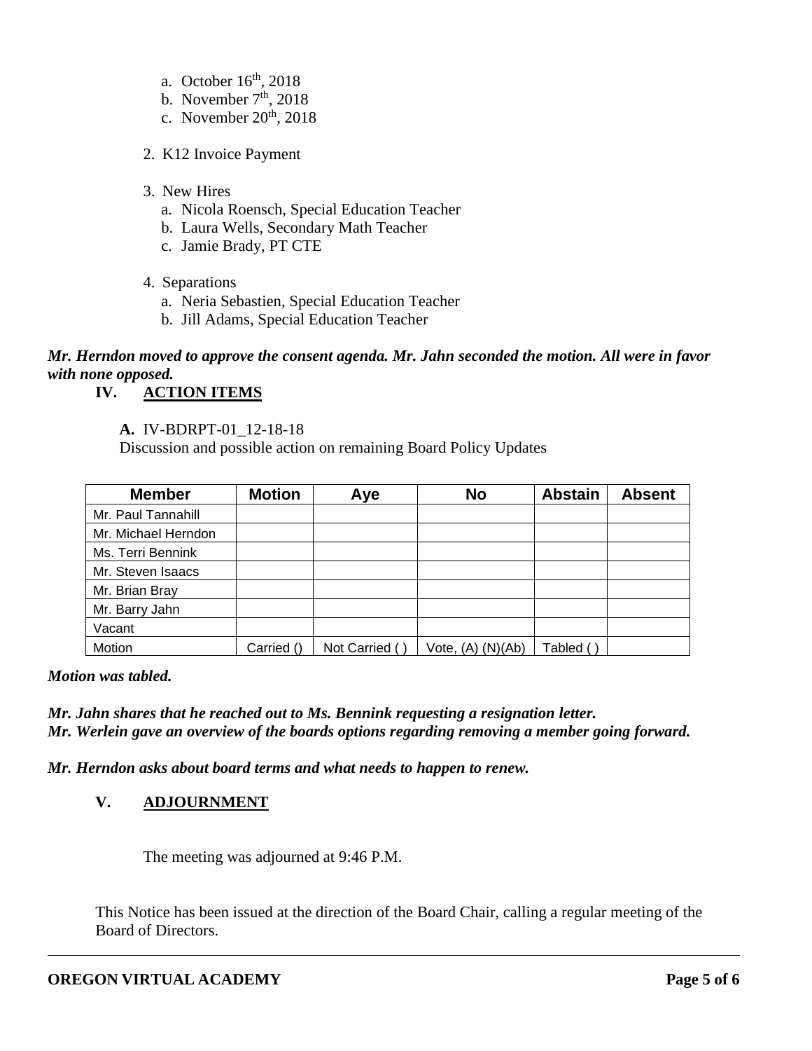a. October 16th, 2018
   b. November 7th, 2018
   c. November 20th, 2018

2. K12 Invoice Payment

3. New Hires
   a. Nicola Roensch, Special Education Teacher
   b. Laura Wells, Secondary Math Teacher
   c. Jamie Brady, PT CTE

4. Separations
   a. Neria Sebastien, Special Education Teacher
   b. Jill Adams, Special Education Teacher

***Mr. Herndon moved to approve the consent agenda. Mr. Jahn seconded the motion. All were in favor with none opposed.***

## IV. ACTION ITEMS

**A.** IV-BDRPT-01_12-18-18
Discussion and possible action on remaining Board Policy Updates

| Member | Motion | Aye | No | Abstain | Absent |
|---|---|---|---|---|---|
| Mr. Paul Tannahill | | | | | |
| Mr. Michael Herndon | | | | | |
| Ms. Terri Bennink | | | | | |
| Mr. Steven Isaacs | | | | | |
| Mr. Brian Bray | | | | | |
| Mr. Barry Jahn | | | | | |
| Vacant | | | | | |
| Motion | Carried () | Not Carried ( ) | Vote, (A) (N)(Ab) | Tabled ( ) | |

***Motion was tabled.***

***Mr. Jahn shares that he reached out to Ms. Bennink requesting a resignation letter.***
***Mr. Werlein gave an overview of the boards options regarding removing a member going forward.***

***Mr. Herndon asks about board terms and what needs to happen to renew.***

## V. ADJOURNMENT

The meeting was adjourned at 9:46 P.M.

This Notice has been issued at the direction of the Board Chair, calling a regular meeting of the Board of Directors.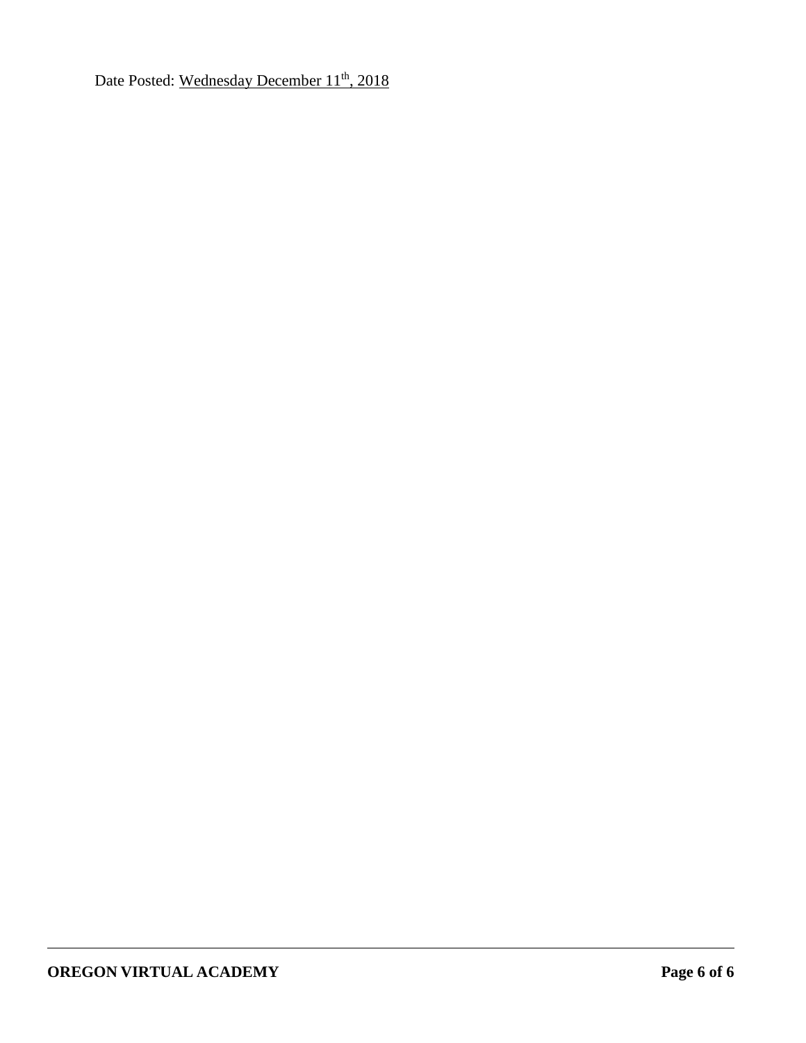Date Posted: Wednesday December 11th, 2018